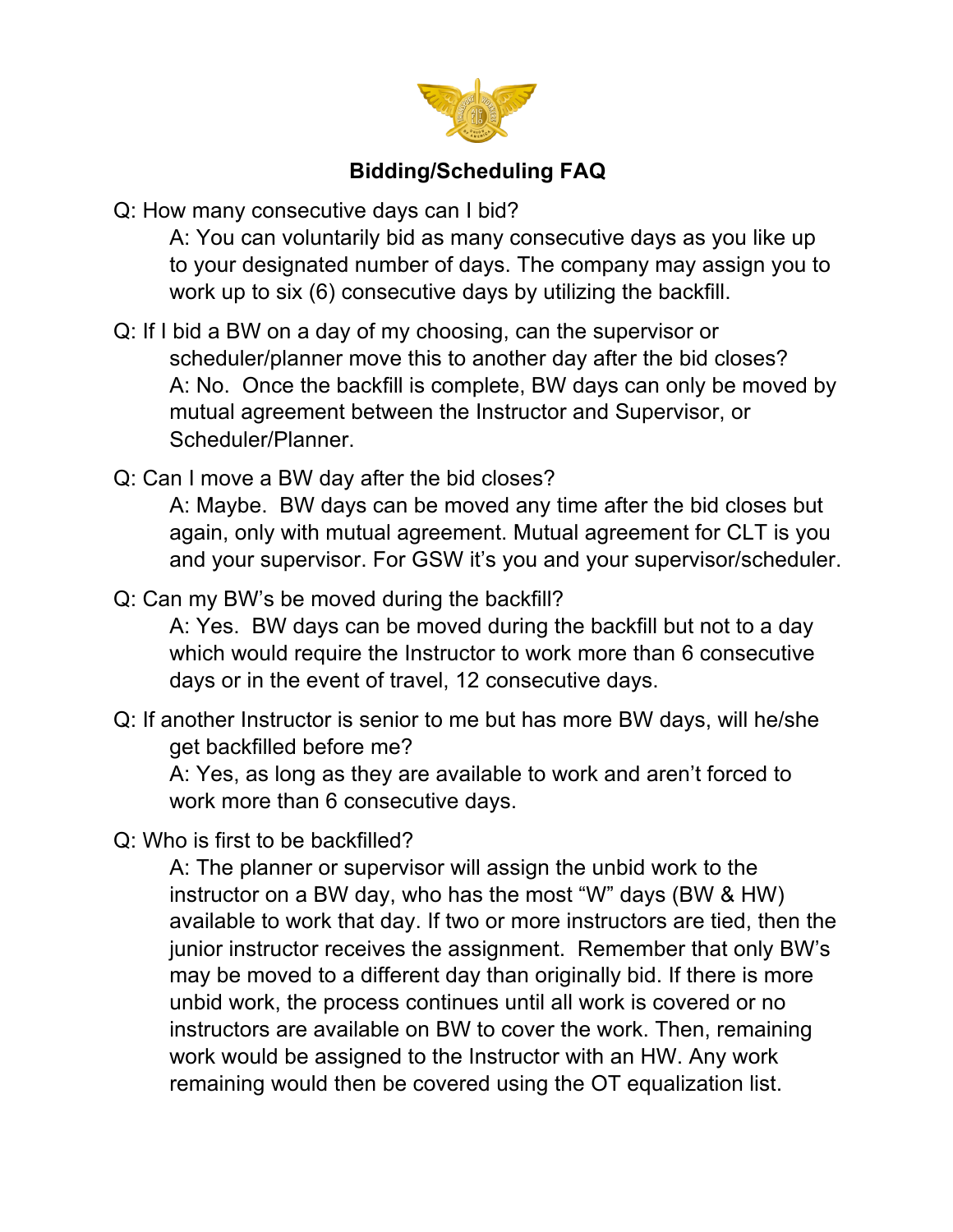# Bidding/Scheduling FAQ

Q: How many consecutive days can I bid?

A: You can voluntarily bid as many consecutive days as you like up to your designated number of days. The company may assign you to work up to six (6) consecutive days by utilizing the backfill.

Q: If I bid a BW on a day of my choosing, can the supervisor or scheduler/planner move this to another day after the bid closes?

A: No. Once the backfill is complete, BW days can only be moved by mutual agreement between the Instructor and Supervisor, or Scheduler/Planner.

Q: Can I move a BW day after the bid closes?

A: Maybe. BW days can be moved any time after the bid closes but again, only with mutual agreement. Mutual agreement for CLT is you and your supervisor. For GSW it's you and your supervisor/scheduler.

Q: Can my BW's be moved during the backfill?

A: Yes. BW days can be moved during the backfill but not to a day which would require the Instructor to work more than 6 consecutive days or in the event of travel, 12 consecutive days.

Q: If another Instructor is senior to me but has more BW days, will he/she get backfilled before me?

A: Yes, as long as they are available to work and aren't forced to work more than 6 consecutive days.

Q: Who is first to be backfilled?

A: The planner or supervisor will assign the unbid work to the instructor on a BW day, who has the most "W" days (BW & HW) available to work that day. If two or more instructors are tied, then the junior instructor receives the assignment. Remember that only BW's may be moved to a different day than originally bid. If there is more unbid work, the process continues until all work is covered or no instructors are available on BW to cover the work. Then, remaining work would be assigned to the Instructor with an HW. Any work remaining would then be covered using the OT equalization list.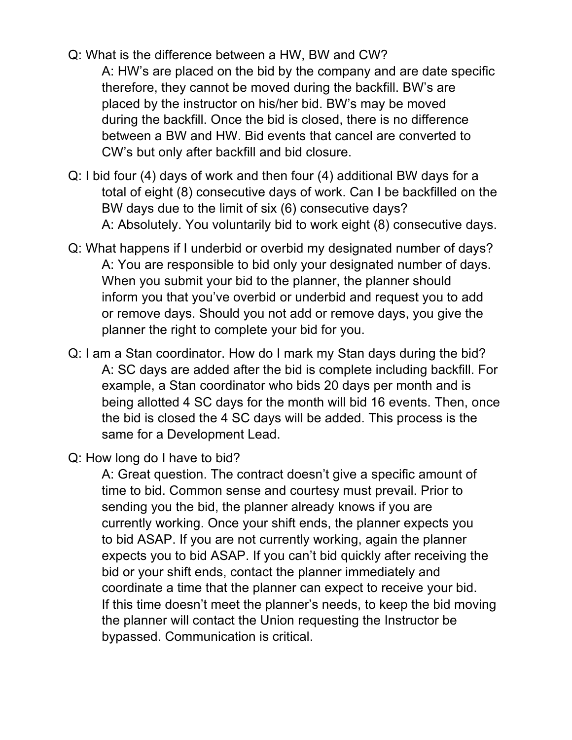Q: What is the difference between a HW, BW and CW?

A: HW's are placed on the bid by the company and are date specific therefore, they cannot be moved during the backfill. BW's are placed by the instructor on his/her bid. BW's may be moved during the backfill. Once the bid is closed, there is no difference between a BW and HW. Bid events that cancel are converted to CW's but only after backfill and bid closure.

Q: I bid four (4) days of work and then four (4) additional BW days for a total of eight (8) consecutive days of work. Can I be backfilled on the BW days due to the limit of six (6) consecutive days?

A: Absolutely. You voluntarily bid to work eight (8) consecutive days.

Q: What happens if I underbid or overbid my designated number of days?

A: You are responsible to bid only your designated number of days. When you submit your bid to the planner, the planner should inform you that you've overbid or underbid and request you to add or remove days. Should you not add or remove days, you give the planner the right to complete your bid for you.

Q: I am a Stan coordinator. How do I mark my Stan days during the bid?

A: SC days are added after the bid is complete including backfill. For example, a Stan coordinator who bids 20 days per month and is being allotted 4 SC days for the month will bid 16 events. Then, once the bid is closed the 4 SC days will be added. This process is the same for a Development Lead.

Q: How long do I have to bid?

A: Great question. The contract doesn't give a specific amount of time to bid. Common sense and courtesy must prevail. Prior to sending you the bid, the planner already knows if you are currently working. Once your shift ends, the planner expects you to bid ASAP. If you are not currently working, again the planner expects you to bid ASAP. If you can't bid quickly after receiving the bid or your shift ends, contact the planner immediately and coordinate a time that the planner can expect to receive your bid. If this time doesn't meet the planner's needs, to keep the bid moving the planner will contact the Union requesting the Instructor be bypassed. Communication is critical.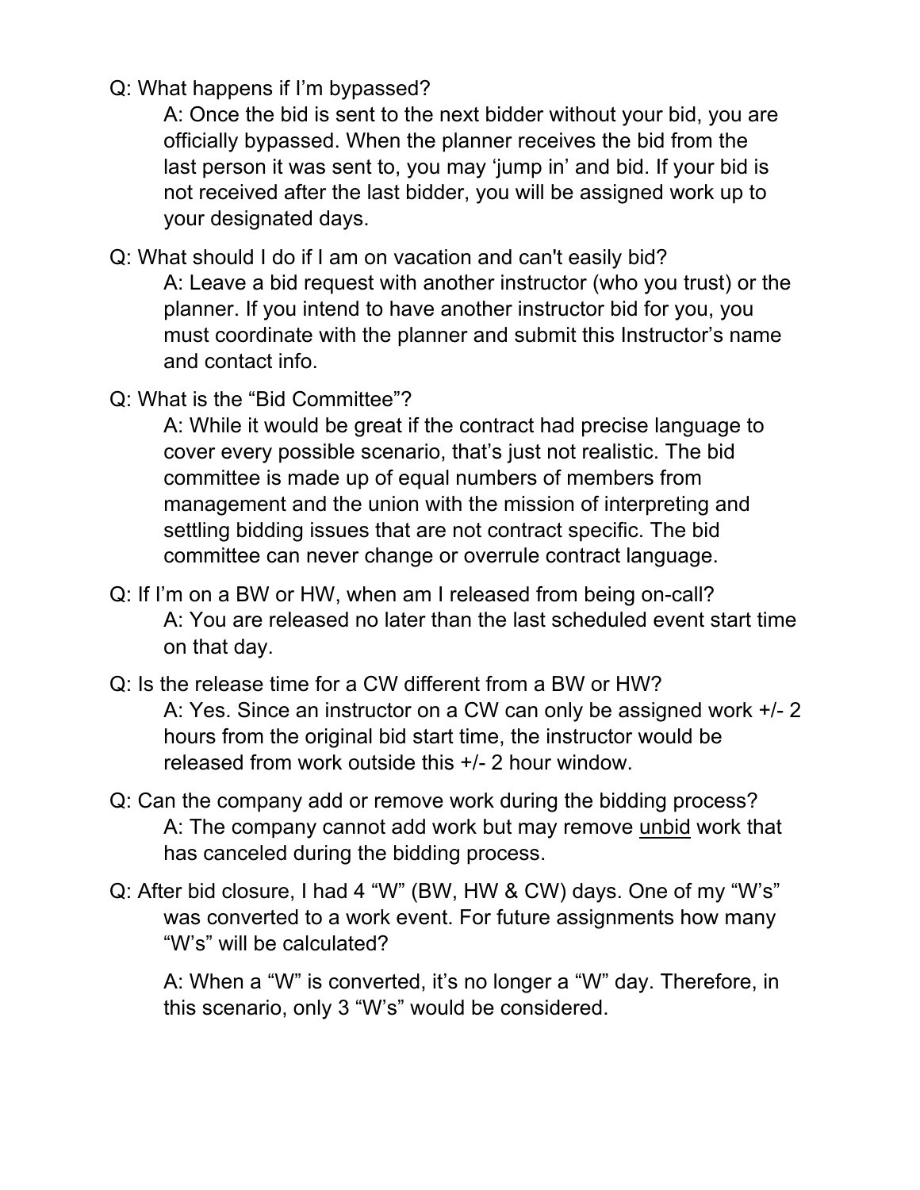Q: What happens if I'm bypassed?

A: Once the bid is sent to the next bidder without your bid, you are officially bypassed. When the planner receives the bid from the last person it was sent to, you may 'jump in' and bid. If your bid is not received after the last bidder, you will be assigned work up to your designated days.

Q: What should I do if I am on vacation and can't easily bid?

A: Leave a bid request with another instructor (who you trust) or the planner. If you intend to have another instructor bid for you, you must coordinate with the planner and submit this Instructor's name and contact info.

Q: What is the "Bid Committee"?

A: While it would be great if the contract had precise language to cover every possible scenario, that's just not realistic. The bid committee is made up of equal numbers of members from management and the union with the mission of interpreting and settling bidding issues that are not contract specific. The bid committee can never change or overrule contract language.

Q: If I'm on a BW or HW, when am I released from being on-call?

A: You are released no later than the last scheduled event start time on that day.

Q: Is the release time for a CW different from a BW or HW?

A: Yes. Since an instructor on a CW can only be assigned work +/- 2 hours from the original bid start time, the instructor would be released from work outside this +/- 2 hour window.

Q: Can the company add or remove work during the bidding process?

A: The company cannot add work but may remove <u>unbid</u> work that has canceled during the bidding process.

Q: After bid closure, I had 4 "W" (BW, HW & CW) days. One of my "W's" was converted to a work event. For future assignments how many "W's" will be calculated?

A: When a "W" is converted, it's no longer a "W" day. Therefore, in this scenario, only 3 "W's" would be considered.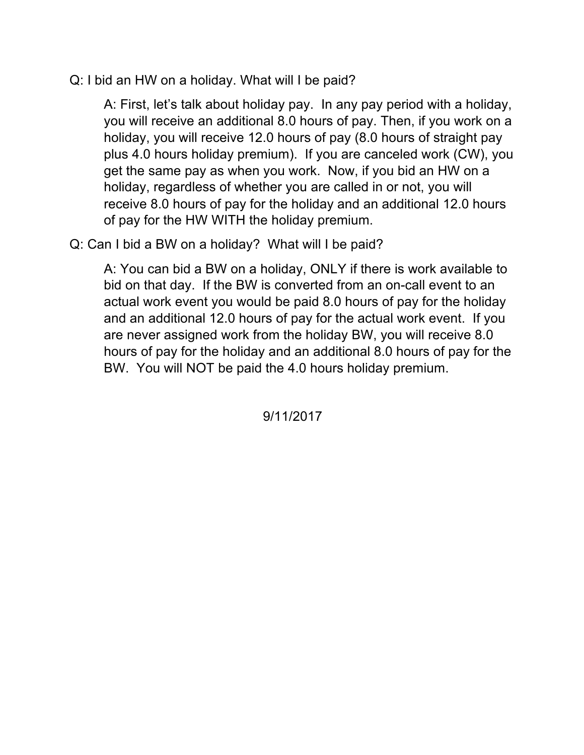Q: I bid an HW on a holiday. What will I be paid?

> A: First, let's talk about holiday pay. In any pay period with a holiday, you will receive an additional 8.0 hours of pay. Then, if you work on a holiday, you will receive 12.0 hours of pay (8.0 hours of straight pay plus 4.0 hours holiday premium). If you are canceled work (CW), you get the same pay as when you work. Now, if you bid an HW on a holiday, regardless of whether you are called in or not, you will receive 8.0 hours of pay for the holiday and an additional 12.0 hours of pay for the HW WITH the holiday premium.

Q: Can I bid a BW on a holiday? What will I be paid?

> A: You can bid a BW on a holiday, ONLY if there is work available to bid on that day. If the BW is converted from an on-call event to an actual work event you would be paid 8.0 hours of pay for the holiday and an additional 12.0 hours of pay for the actual work event. If you are never assigned work from the holiday BW, you will receive 8.0 hours of pay for the holiday and an additional 8.0 hours of pay for the BW. You will NOT be paid the 4.0 hours holiday premium.

9/11/2017